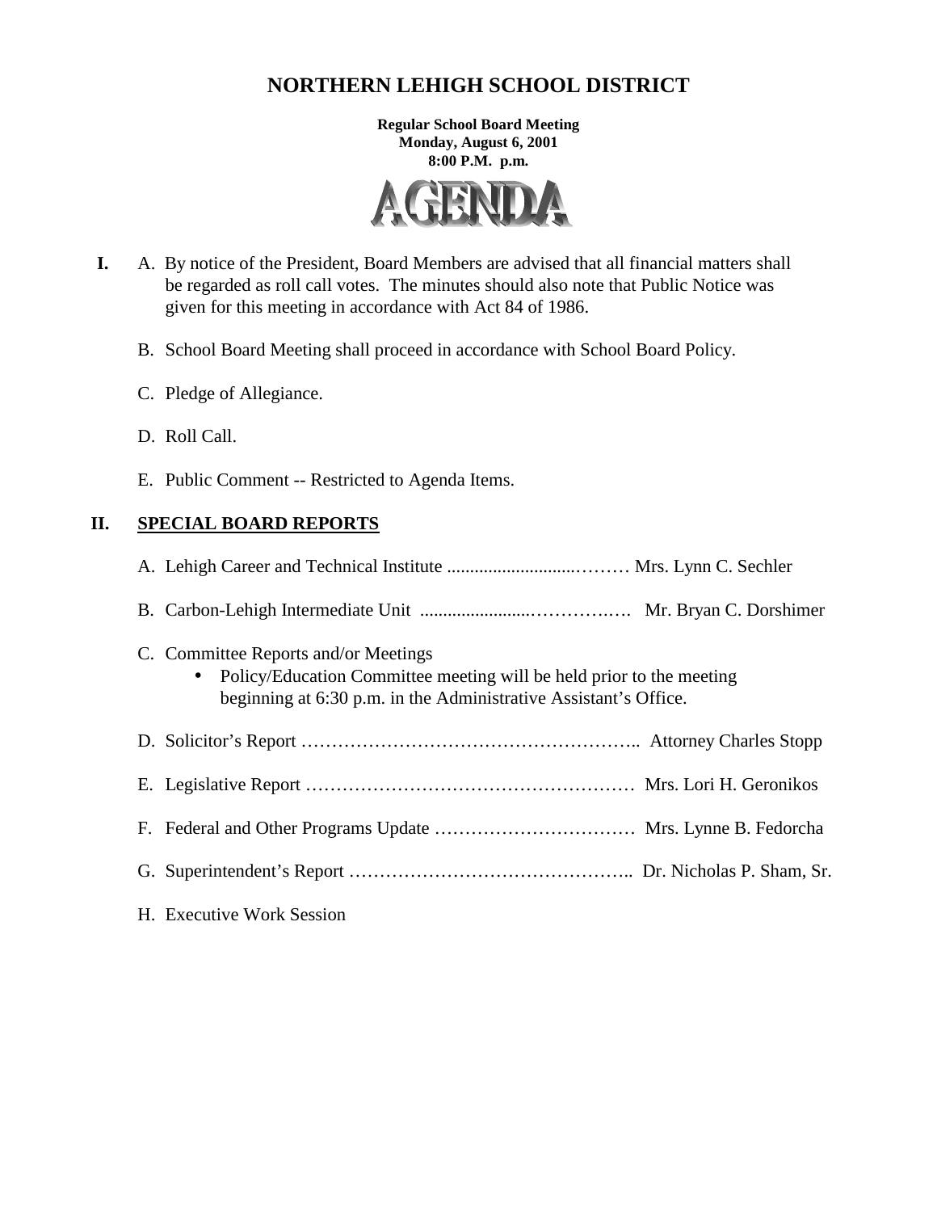# NORTHERN LEHIGH SCHOOL DISTRICT

**Regular School Board Meeting**
**Monday, August 6, 2001**
**8:00 P.M. p.m.**

# AGENDA

**I.** A. By notice of the President, Board Members are advised that all financial matters shall be regarded as roll call votes. The minutes should also note that Public Notice was given for this meeting in accordance with Act 84 of 1986.

B. School Board Meeting shall proceed in accordance with School Board Policy.

C. Pledge of Allegiance.

D. Roll Call.

E. Public Comment -- Restricted to Agenda Items.

## II. SPECIAL BOARD REPORTS

A. Lehigh Career and Technical Institute ............................……… Mrs. Lynn C. Sechler

B. Carbon-Lehigh Intermediate Unit .......................…………..…. Mr. Bryan C. Dorshimer

C. Committee Reports and/or Meetings

- Policy/Education Committee meeting will be held prior to the meeting beginning at 6:30 p.m. in the Administrative Assistant's Office.

D. Solicitor's Report ……………………………………………….. Attorney Charles Stopp

E. Legislative Report ……………………………………………… Mrs. Lori H. Geronikos

F. Federal and Other Programs Update …………………………… Mrs. Lynne B. Fedorcha

G. Superintendent's Report ……………………………………….. Dr. Nicholas P. Sham, Sr.

H. Executive Work Session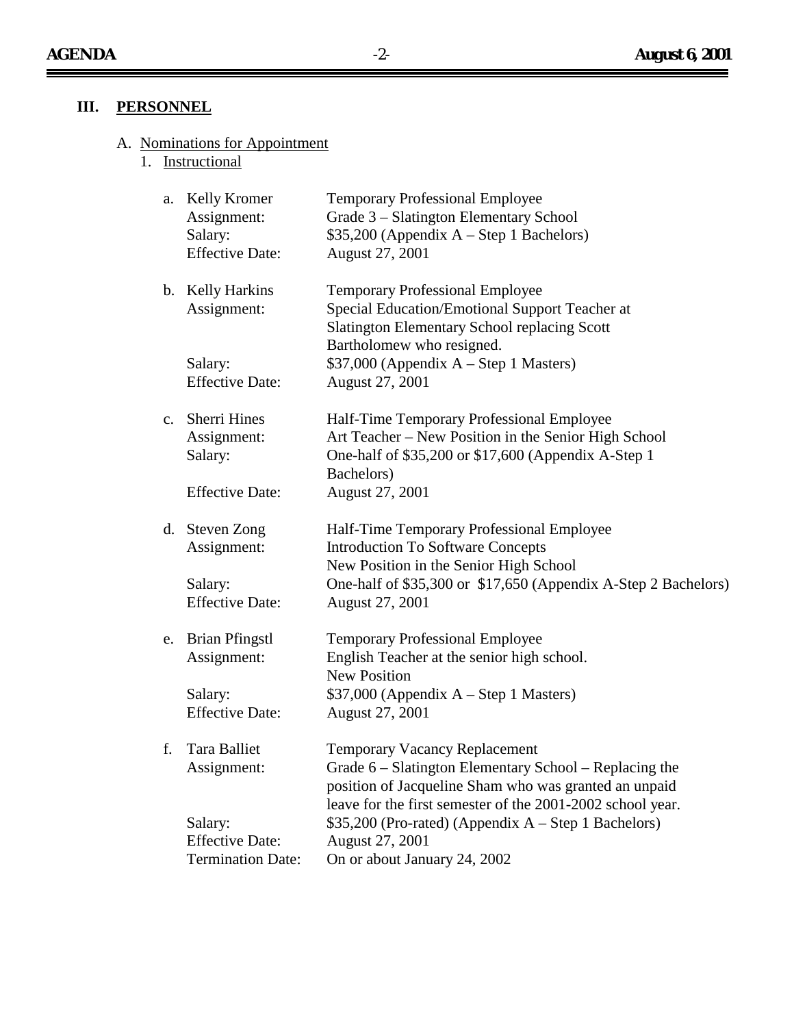## III. PERSONNEL

A. Nominations for Appointment

1. Instructional

a. Kelly Kromer — Temporary Professional Employee
   - Assignment: Grade 3 – Slatington Elementary School
   - Salary: $35,200 (Appendix A – Step 1 Bachelors)
   - Effective Date: August 27, 2001

b. Kelly Harkins — Temporary Professional Employee
   - Assignment: Special Education/Emotional Support Teacher at Slatington Elementary School replacing Scott Bartholomew who resigned.
   - Salary: $37,000 (Appendix A – Step 1 Masters)
   - Effective Date: August 27, 2001

c. Sherri Hines — Half-Time Temporary Professional Employee
   - Assignment: Art Teacher – New Position in the Senior High School
   - Salary: One-half of $35,200 or $17,600 (Appendix A-Step 1 Bachelors)
   - Effective Date: August 27, 2001

d. Steven Zong — Half-Time Temporary Professional Employee
   - Assignment: Introduction To Software Concepts New Position in the Senior High School
   - Salary: One-half of $35,300 or $17,650 (Appendix A-Step 2 Bachelors)
   - Effective Date: August 27, 2001

e. Brian Pfingstl — Temporary Professional Employee
   - Assignment: English Teacher at the senior high school. New Position
   - Salary: $37,000 (Appendix A – Step 1 Masters)
   - Effective Date: August 27, 2001

f. Tara Balliet — Temporary Vacancy Replacement
   - Assignment: Grade 6 – Slatington Elementary School – Replacing the position of Jacqueline Sham who was granted an unpaid leave for the first semester of the 2001-2002 school year.
   - Salary: $35,200 (Pro-rated) (Appendix A – Step 1 Bachelors)
   - Effective Date: August 27, 2001
   - Termination Date: On or about January 24, 2002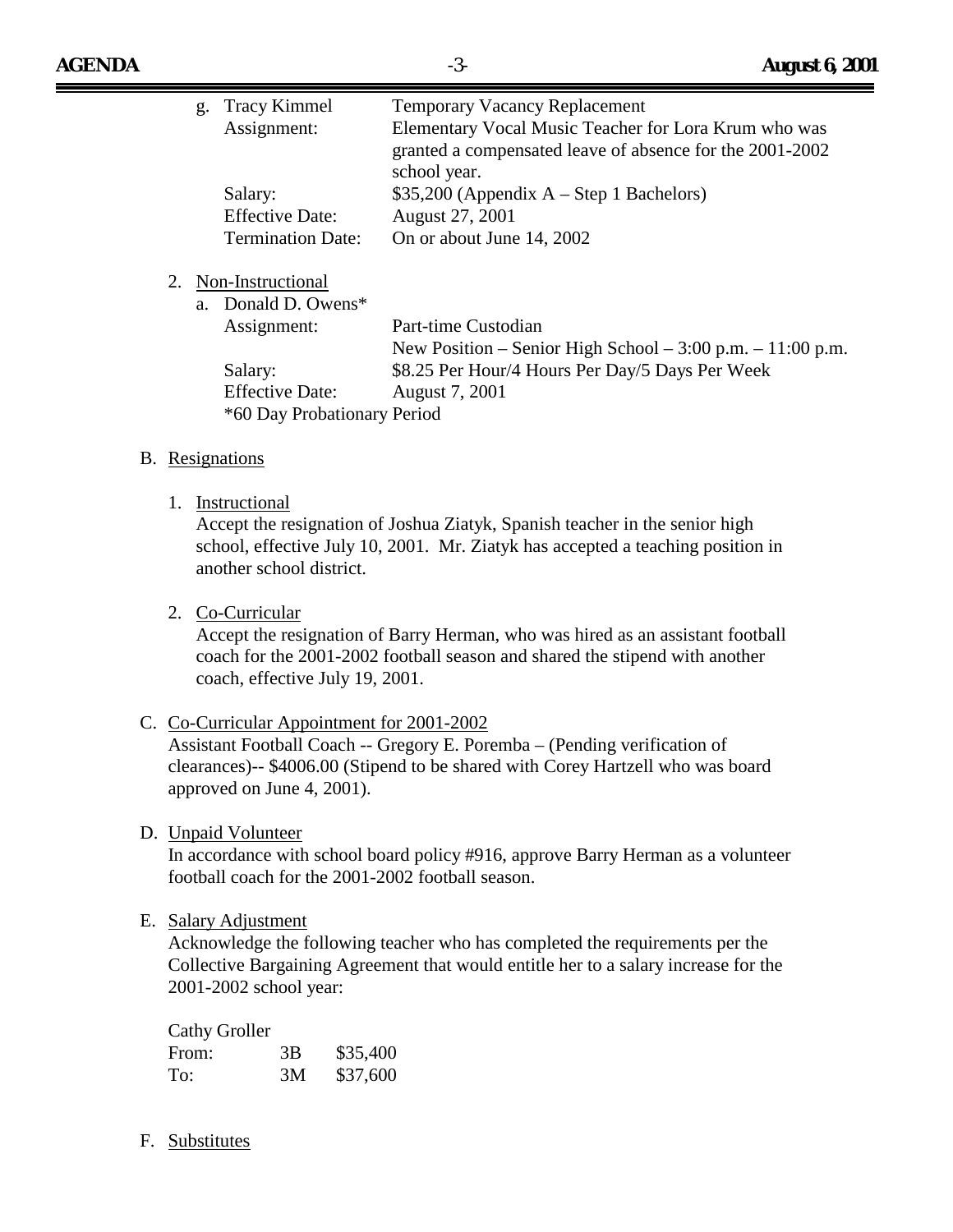g. Tracy Kimmel — Temporary Vacancy Replacement

   Assignment: Elementary Vocal Music Teacher for Lora Krum who was granted a compensated leave of absence for the 2001-2002 school year.

   Salary: $35,200 (Appendix A – Step 1 Bachelors)

   Effective Date: August 27, 2001

   Termination Date: On or about June 14, 2002

2. Non-Instructional

   a. Donald D. Owens*

   Assignment: Part-time Custodian
   New Position – Senior High School – 3:00 p.m. – 11:00 p.m.

   Salary: $8.25 Per Hour/4 Hours Per Day/5 Days Per Week

   Effective Date: August 7, 2001

   *60 Day Probationary Period

B. Resignations

1. Instructional

   Accept the resignation of Joshua Ziatyk, Spanish teacher in the senior high school, effective July 10, 2001. Mr. Ziatyk has accepted a teaching position in another school district.

2. Co-Curricular

   Accept the resignation of Barry Herman, who was hired as an assistant football coach for the 2001-2002 football season and shared the stipend with another coach, effective July 19, 2001.

C. Co-Curricular Appointment for 2001-2002

   Assistant Football Coach -- Gregory E. Poremba – (Pending verification of clearances)-- $4006.00 (Stipend to be shared with Corey Hartzell who was board approved on June 4, 2001).

D. Unpaid Volunteer

   In accordance with school board policy #916, approve Barry Herman as a volunteer football coach for the 2001-2002 football season.

E. Salary Adjustment

   Acknowledge the following teacher who has completed the requirements per the Collective Bargaining Agreement that would entitle her to a salary increase for the 2001-2002 school year:

   Cathy Groller

| | | |
|---|---|---|
| From: | 3B | $35,400 |
| To: | 3M | $37,600 |

F. Substitutes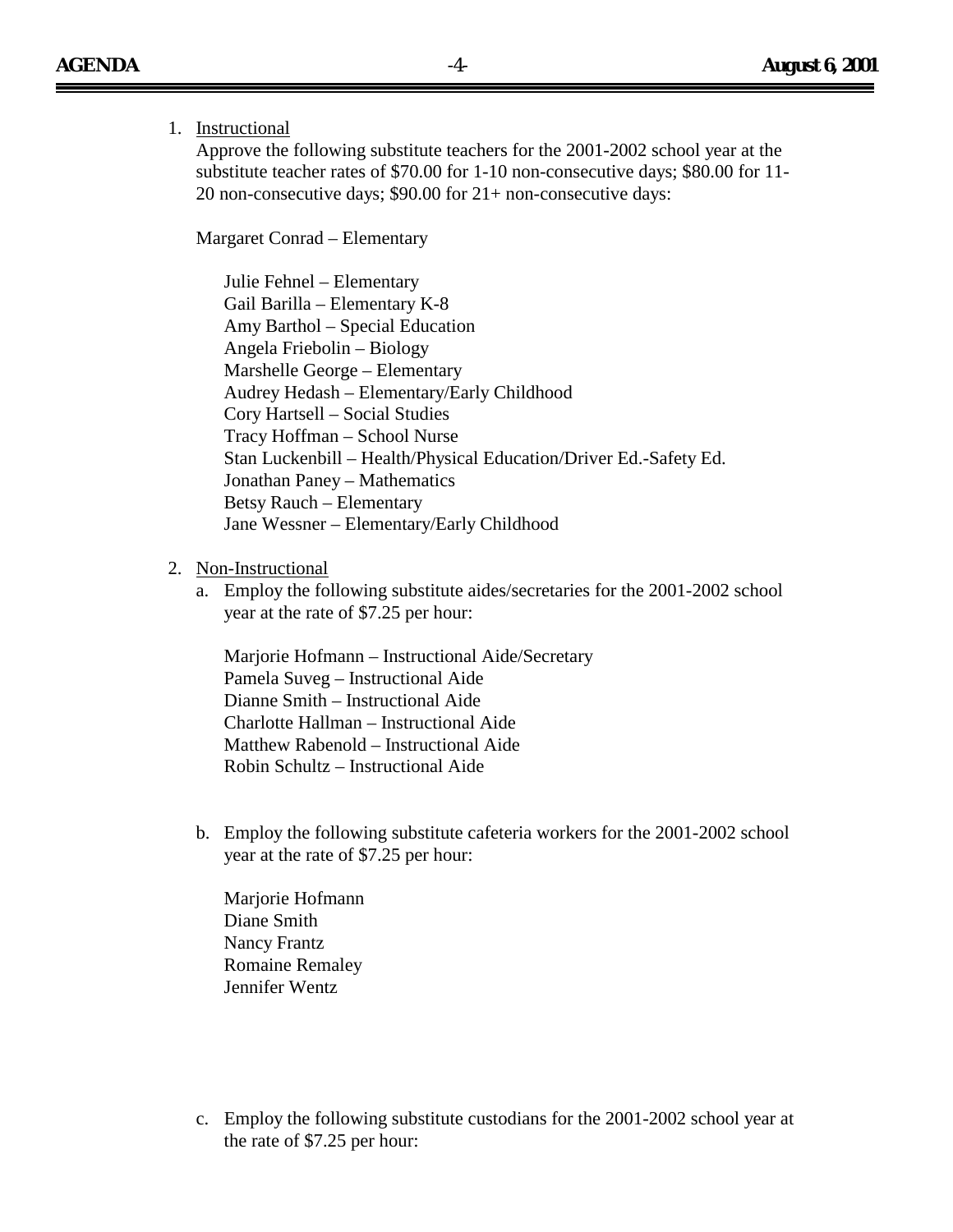1. Instructional

   Approve the following substitute teachers for the 2001-2002 school year at the substitute teacher rates of $70.00 for 1-10 non-consecutive days; $80.00 for 11-20 non-consecutive days; $90.00 for 21+ non-consecutive days:

   Margaret Conrad – Elementary

   Julie Fehnel – Elementary
   Gail Barilla – Elementary K-8
   Amy Barthol – Special Education
   Angela Friebolin – Biology
   Marshelle George – Elementary
   Audrey Hedash – Elementary/Early Childhood
   Cory Hartsell – Social Studies
   Tracy Hoffman – School Nurse
   Stan Luckenbill – Health/Physical Education/Driver Ed.-Safety Ed.
   Jonathan Paney – Mathematics
   Betsy Rauch – Elementary
   Jane Wessner – Elementary/Early Childhood

2. Non-Instructional

   a. Employ the following substitute aides/secretaries for the 2001-2002 school year at the rate of $7.25 per hour:

      Marjorie Hofmann – Instructional Aide/Secretary
      Pamela Suveg – Instructional Aide
      Dianne Smith – Instructional Aide
      Charlotte Hallman – Instructional Aide
      Matthew Rabenold – Instructional Aide
      Robin Schultz – Instructional Aide

   b. Employ the following substitute cafeteria workers for the 2001-2002 school year at the rate of $7.25 per hour:

      Marjorie Hofmann
      Diane Smith
      Nancy Frantz
      Romaine Remaley
      Jennifer Wentz

   c. Employ the following substitute custodians for the 2001-2002 school year at the rate of $7.25 per hour: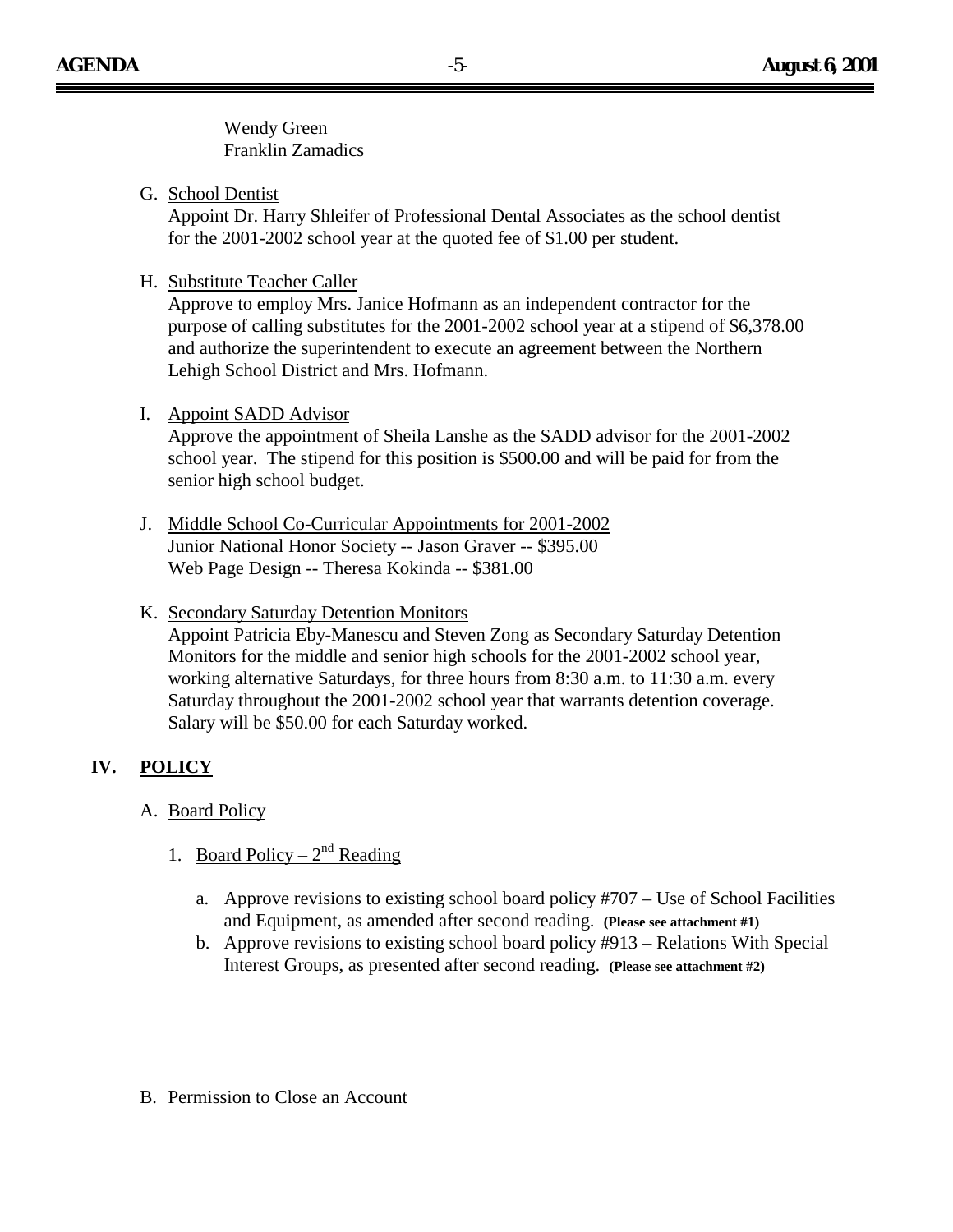Wendy Green
Franklin Zamadics

G. School Dentist

Appoint Dr. Harry Shleifer of Professional Dental Associates as the school dentist for the 2001-2002 school year at the quoted fee of $1.00 per student.

H. Substitute Teacher Caller

Approve to employ Mrs. Janice Hofmann as an independent contractor for the purpose of calling substitutes for the 2001-2002 school year at a stipend of $6,378.00 and authorize the superintendent to execute an agreement between the Northern Lehigh School District and Mrs. Hofmann.

I. Appoint SADD Advisor

Approve the appointment of Sheila Lanshe as the SADD advisor for the 2001-2002 school year. The stipend for this position is $500.00 and will be paid for from the senior high school budget.

J. Middle School Co-Curricular Appointments for 2001-2002

Junior National Honor Society -- Jason Graver -- $395.00
Web Page Design -- Theresa Kokinda -- $381.00

K. Secondary Saturday Detention Monitors

Appoint Patricia Eby-Manescu and Steven Zong as Secondary Saturday Detention Monitors for the middle and senior high schools for the 2001-2002 school year, working alternative Saturdays, for three hours from 8:30 a.m. to 11:30 a.m. every Saturday throughout the 2001-2002 school year that warrants detention coverage. Salary will be $50.00 for each Saturday worked.

## IV. POLICY

A. Board Policy

1. Board Policy – 2nd Reading

   a. Approve revisions to existing school board policy #707 – Use of School Facilities and Equipment, as amended after second reading. **(Please see attachment #1)**

   b. Approve revisions to existing school board policy #913 – Relations With Special Interest Groups, as presented after second reading. **(Please see attachment #2)**

B. Permission to Close an Account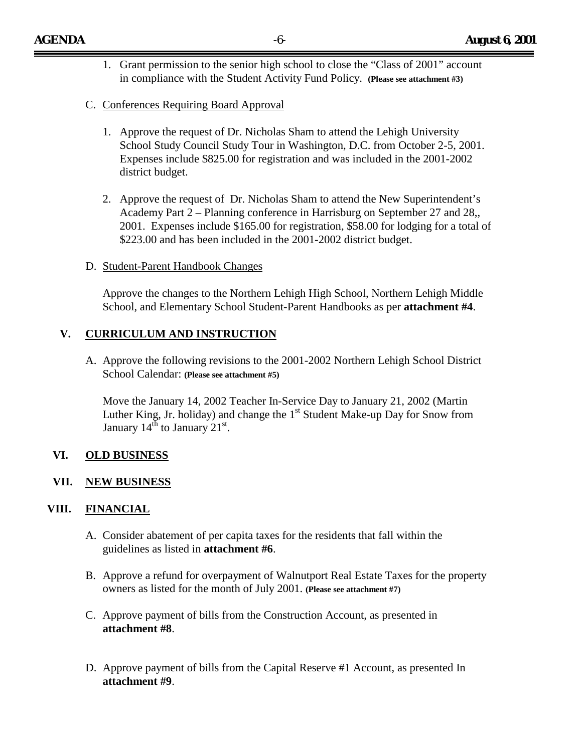1. Grant permission to the senior high school to close the "Class of 2001" account in compliance with the Student Activity Fund Policy. **(Please see attachment #3)**

C. Conferences Requiring Board Approval

1. Approve the request of Dr. Nicholas Sham to attend the Lehigh University School Study Council Study Tour in Washington, D.C. from October 2-5, 2001. Expenses include $825.00 for registration and was included in the 2001-2002 district budget.

2. Approve the request of Dr. Nicholas Sham to attend the New Superintendent's Academy Part 2 – Planning conference in Harrisburg on September 27 and 28,, 2001. Expenses include $165.00 for registration, $58.00 for lodging for a total of $223.00 and has been included in the 2001-2002 district budget.

D. Student-Parent Handbook Changes

Approve the changes to the Northern Lehigh High School, Northern Lehigh Middle School, and Elementary School Student-Parent Handbooks as per **attachment #4**.

## V. CURRICULUM AND INSTRUCTION

A. Approve the following revisions to the 2001-2002 Northern Lehigh School District School Calendar: **(Please see attachment #5)**

Move the January 14, 2002 Teacher In-Service Day to January 21, 2002 (Martin Luther King, Jr. holiday) and change the 1st Student Make-up Day for Snow from January 14th to January 21st.

## VI. OLD BUSINESS

## VII. NEW BUSINESS

## VIII. FINANCIAL

A. Consider abatement of per capita taxes for the residents that fall within the guidelines as listed in **attachment #6**.

B. Approve a refund for overpayment of Walnutport Real Estate Taxes for the property owners as listed for the month of July 2001. **(Please see attachment #7)**

C. Approve payment of bills from the Construction Account, as presented in **attachment #8**.

D. Approve payment of bills from the Capital Reserve #1 Account, as presented In **attachment #9**.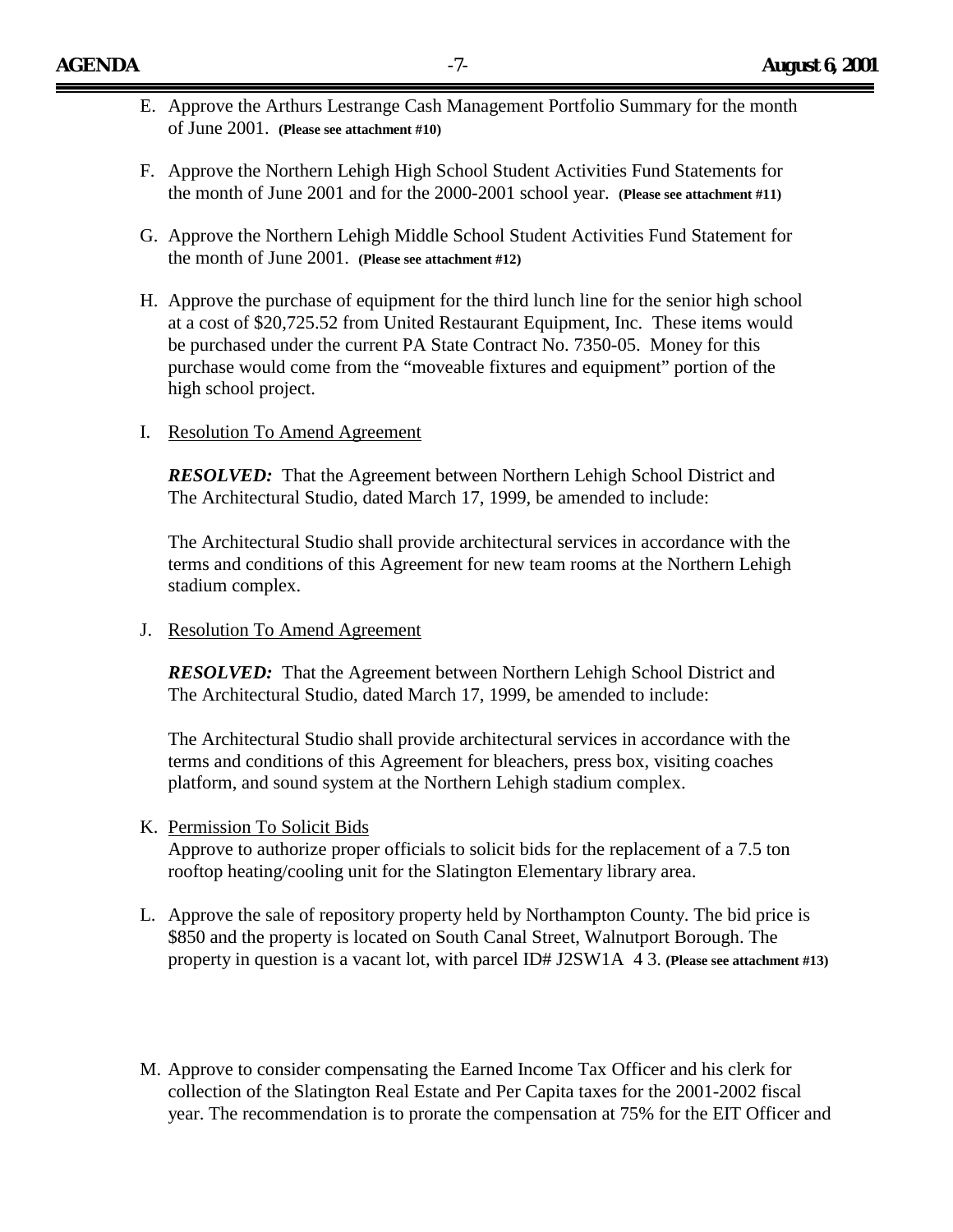E. Approve the Arthurs Lestrange Cash Management Portfolio Summary for the month of June 2001. **(Please see attachment #10)**

F. Approve the Northern Lehigh High School Student Activities Fund Statements for the month of June 2001 and for the 2000-2001 school year. **(Please see attachment #11)**

G. Approve the Northern Lehigh Middle School Student Activities Fund Statement for the month of June 2001. **(Please see attachment #12)**

H. Approve the purchase of equipment for the third lunch line for the senior high school at a cost of $20,725.52 from United Restaurant Equipment, Inc. These items would be purchased under the current PA State Contract No. 7350-05. Money for this purchase would come from the "moveable fixtures and equipment" portion of the high school project.

I. Resolution To Amend Agreement

   ***RESOLVED:*** That the Agreement between Northern Lehigh School District and The Architectural Studio, dated March 17, 1999, be amended to include:

   The Architectural Studio shall provide architectural services in accordance with the terms and conditions of this Agreement for new team rooms at the Northern Lehigh stadium complex.

J. Resolution To Amend Agreement

   ***RESOLVED:*** That the Agreement between Northern Lehigh School District and The Architectural Studio, dated March 17, 1999, be amended to include:

   The Architectural Studio shall provide architectural services in accordance with the terms and conditions of this Agreement for bleachers, press box, visiting coaches platform, and sound system at the Northern Lehigh stadium complex.

K. Permission To Solicit Bids
   Approve to authorize proper officials to solicit bids for the replacement of a 7.5 ton rooftop heating/cooling unit for the Slatington Elementary library area.

L. Approve the sale of repository property held by Northampton County. The bid price is $850 and the property is located on South Canal Street, Walnutport Borough. The property in question is a vacant lot, with parcel ID# J2SW1A 4 3. **(Please see attachment #13)**

M. Approve to consider compensating the Earned Income Tax Officer and his clerk for collection of the Slatington Real Estate and Per Capita taxes for the 2001-2002 fiscal year. The recommendation is to prorate the compensation at 75% for the EIT Officer and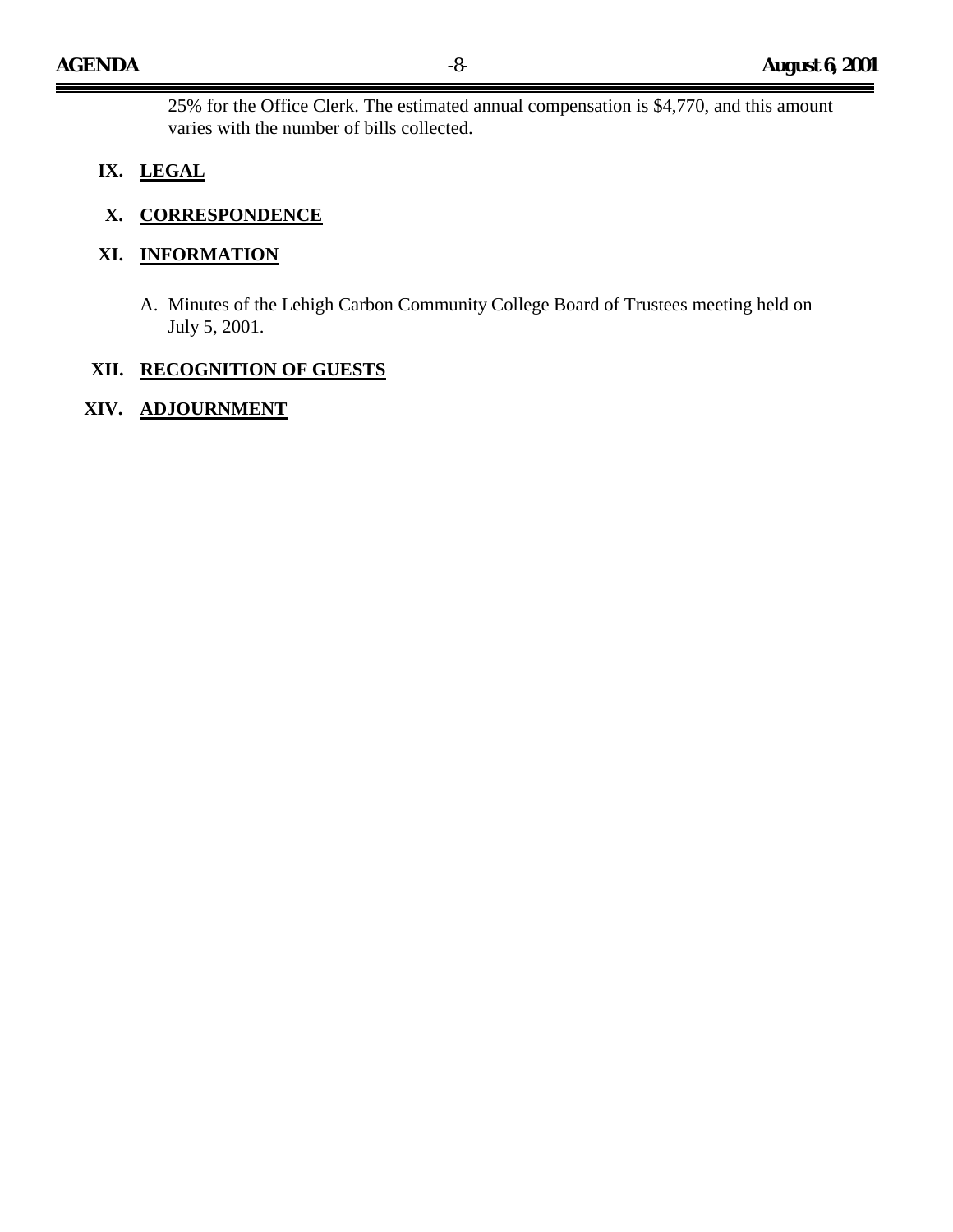25% for the Office Clerk. The estimated annual compensation is $4,770, and this amount varies with the number of bills collected.

## IX. LEGAL

## X. CORRESPONDENCE

## XI. INFORMATION

A. Minutes of the Lehigh Carbon Community College Board of Trustees meeting held on July 5, 2001.

## XII. RECOGNITION OF GUESTS

## XIV. ADJOURNMENT